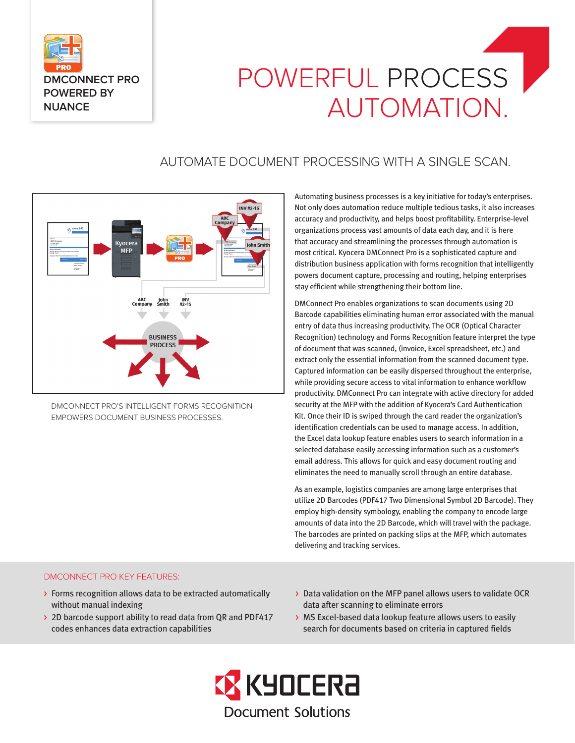DMCONNECT PRO POWERED BY NUANCE

# POWERFUL PROCESS AUTOMATION.

## AUTOMATE DOCUMENT PROCESSING WITH A SINGLE SCAN.

DMCONNECT PRO'S INTELLIGENT FORMS RECOGNITION EMPOWERS DOCUMENT BUSINESS PROCESSES.

Automating business processes is a key initiative for today's enterprises. Not only does automation reduce multiple tedious tasks, it also increases accuracy and productivity, and helps boost profitability. Enterprise-level organizations process vast amounts of data each day, and it is here that accuracy and streamlining the processes through automation is most critical. Kyocera DMConnect Pro is a sophisticated capture and distribution business application with forms recognition that intelligently powers document capture, processing and routing, helping enterprises stay efficient while strengthening their bottom line.

DMConnect Pro enables organizations to scan documents using 2D Barcode capabilities eliminating human error associated with the manual entry of data thus increasing productivity. The OCR (Optical Character Recognition) technology and Forms Recognition feature interpret the type of document that was scanned, (invoice, Excel spreadsheet, etc.) and extract only the essential information from the scanned document type. Captured information can be easily dispersed throughout the enterprise, while providing secure access to vital information to enhance workflow productivity. DMConnect Pro can integrate with active directory for added security at the MFP with the addition of Kyocera's Card Authentication Kit. Once their ID is swiped through the card reader the organization's identification credentials can be used to manage access. In addition, the Excel data lookup feature enables users to search information in a selected database easily accessing information such as a customer's email address. This allows for quick and easy document routing and eliminates the need to manually scroll through an entire database.

As an example, logistics companies are among large enterprises that utilize 2D Barcodes (PDF417 Two Dimensional Symbol 2D Barcode). They employ high-density symbology, enabling the company to encode large amounts of data into the 2D Barcode, which will travel with the package. The barcodes are printed on packing slips at the MFP, which automates delivering and tracking services.

### DMCONNECT PRO KEY FEATURES:

- Forms recognition allows data to be extracted automatically without manual indexing
- 2D barcode support ability to read data from QR and PDF417 codes enhances data extraction capabilities
- Data validation on the MFP panel allows users to validate OCR data after scanning to eliminate errors
- MS Excel-based data lookup feature allows users to easily search for documents based on criteria in captured fields

KYOCERA Document Solutions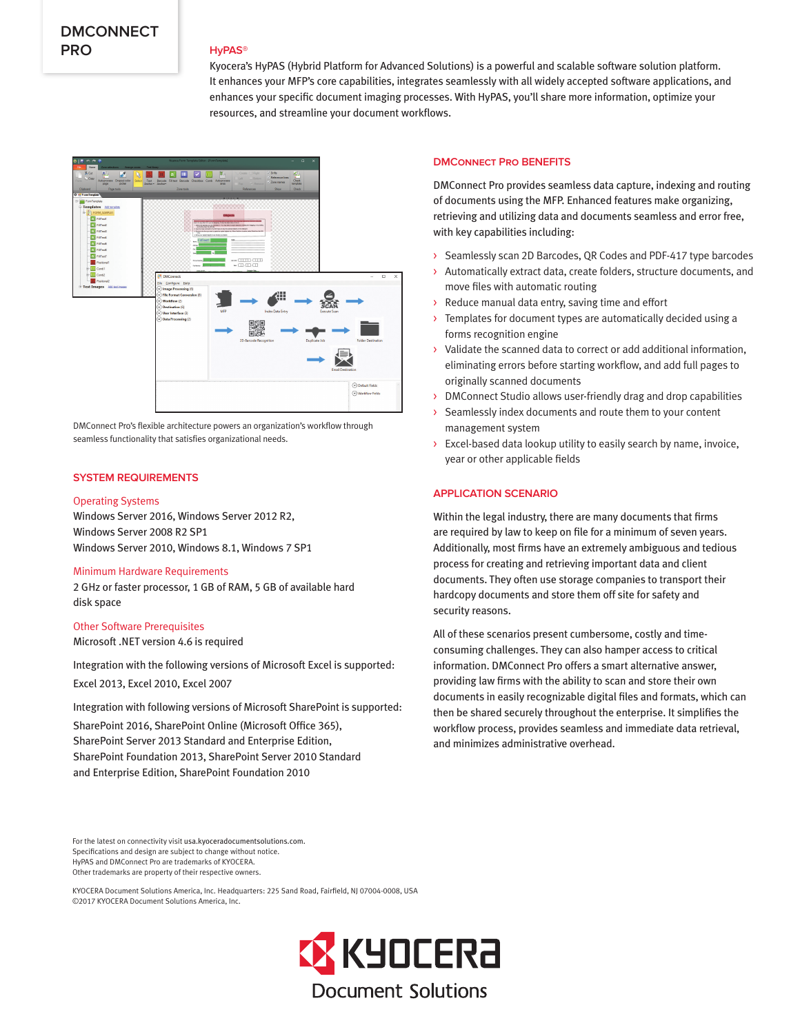DMCONNECT PRO

## HyPAS®

Kyocera's HyPAS (Hybrid Platform for Advanced Solutions) is a powerful and scalable software solution platform. It enhances your MFP's core capabilities, integrates seamlessly with all widely accepted software applications, and enhances your specific document imaging processes. With HyPAS, you'll share more information, optimize your resources, and streamline your document workflows.

DMConnect Pro's flexible architecture powers an organization's workflow through seamless functionality that satisfies organizational needs.

## SYSTEM REQUIREMENTS

### Operating Systems

Windows Server 2016, Windows Server 2012 R2,
Windows Server 2008 R2 SP1
Windows Server 2010, Windows 8.1, Windows 7 SP1

### Minimum Hardware Requirements

2 GHz or faster processor, 1 GB of RAM, 5 GB of available hard disk space

### Other Software Prerequisites

Microsoft .NET version 4.6 is required

Integration with the following versions of Microsoft Excel is supported:

Excel 2013, Excel 2010, Excel 2007

Integration with following versions of Microsoft SharePoint is supported:

SharePoint 2016, SharePoint Online (Microsoft Office 365), SharePoint Server 2013 Standard and Enterprise Edition, SharePoint Foundation 2013, SharePoint Server 2010 Standard and Enterprise Edition, SharePoint Foundation 2010

## DMCONNECT PRO BENEFITS

DMConnect Pro provides seamless data capture, indexing and routing of documents using the MFP. Enhanced features make organizing, retrieving and utilizing data and documents seamless and error free, with key capabilities including:

- Seamlessly scan 2D Barcodes, QR Codes and PDF-417 type barcodes
- Automatically extract data, create folders, structure documents, and move files with automatic routing
- Reduce manual data entry, saving time and effort
- Templates for document types are automatically decided using a forms recognition engine
- Validate the scanned data to correct or add additional information, eliminating errors before starting workflow, and add full pages to originally scanned documents
- DMConnect Studio allows user-friendly drag and drop capabilities
- Seamlessly index documents and route them to your content management system
- Excel-based data lookup utility to easily search by name, invoice, year or other applicable fields

## APPLICATION SCENARIO

Within the legal industry, there are many documents that firms are required by law to keep on file for a minimum of seven years. Additionally, most firms have an extremely ambiguous and tedious process for creating and retrieving important data and client documents. They often use storage companies to transport their hardcopy documents and store them off site for safety and security reasons.

All of these scenarios present cumbersome, costly and time-consuming challenges. They can also hamper access to critical information. DMConnect Pro offers a smart alternative answer, providing law firms with the ability to scan and store their own documents in easily recognizable digital files and formats, which can then be shared securely throughout the enterprise. It simplifies the workflow process, provides seamless and immediate data retrieval, and minimizes administrative overhead.

For the latest on connectivity visit usa.kyoceradocumentsolutions.com.
Specifications and design are subject to change without notice.
HyPAS and DMConnect Pro are trademarks of KYOCERA.
Other trademarks are property of their respective owners.

KYOCERA Document Solutions America, Inc. Headquarters: 225 Sand Road, Fairfield, NJ 07004-0008, USA
©2017 KYOCERA Document Solutions America, Inc.

KYOCERA Document Solutions